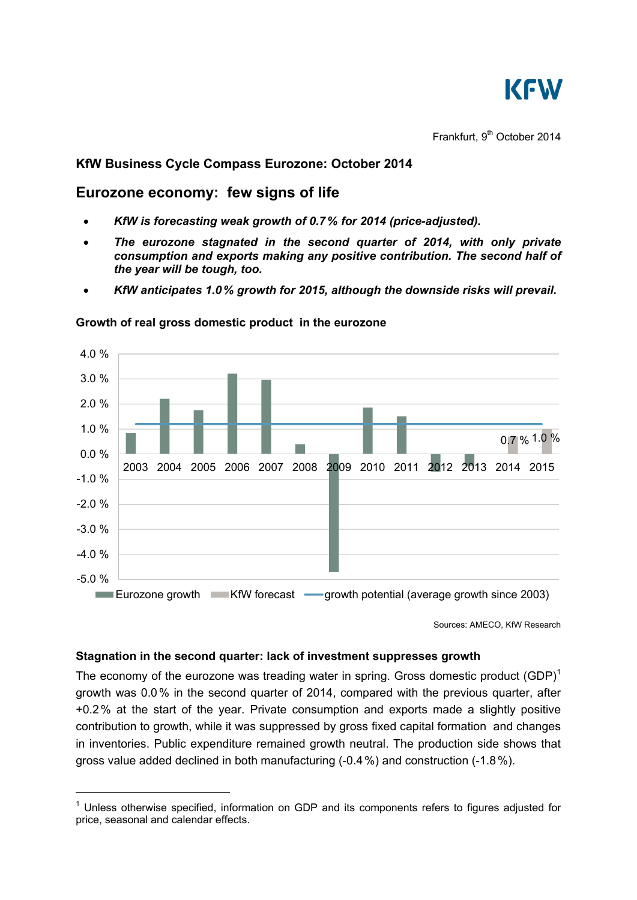Frankfurt, 9th October 2014

## KfW Business Cycle Compass Eurozone: October 2014

# Eurozone economy: few signs of life

- ***KfW is forecasting weak growth of 0.7 % for 2014 (price-adjusted).***
- ***The eurozone stagnated in the second quarter of 2014, with only private consumption and exports making any positive contribution. The second half of the year will be tough, too.***
- ***KfW anticipates 1.0 % growth for 2015, although the downside risks will prevail.***

**Growth of real gross domestic product in the eurozone**

Sources: AMECO, KfW Research

### Stagnation in the second quarter: lack of investment suppresses growth

The economy of the eurozone was treading water in spring. Gross domestic product (GDP)[1] growth was 0.0 % in the second quarter of 2014, compared with the previous quarter, after +0.2 % at the start of the year. Private consumption and exports made a slightly positive contribution to growth, while it was suppressed by gross fixed capital formation and changes in inventories. Public expenditure remained growth neutral. The production side shows that gross value added declined in both manufacturing (-0.4 %) and construction (-1.8 %).

[1] Unless otherwise specified, information on GDP and its components refers to figures adjusted for price, seasonal and calendar effects.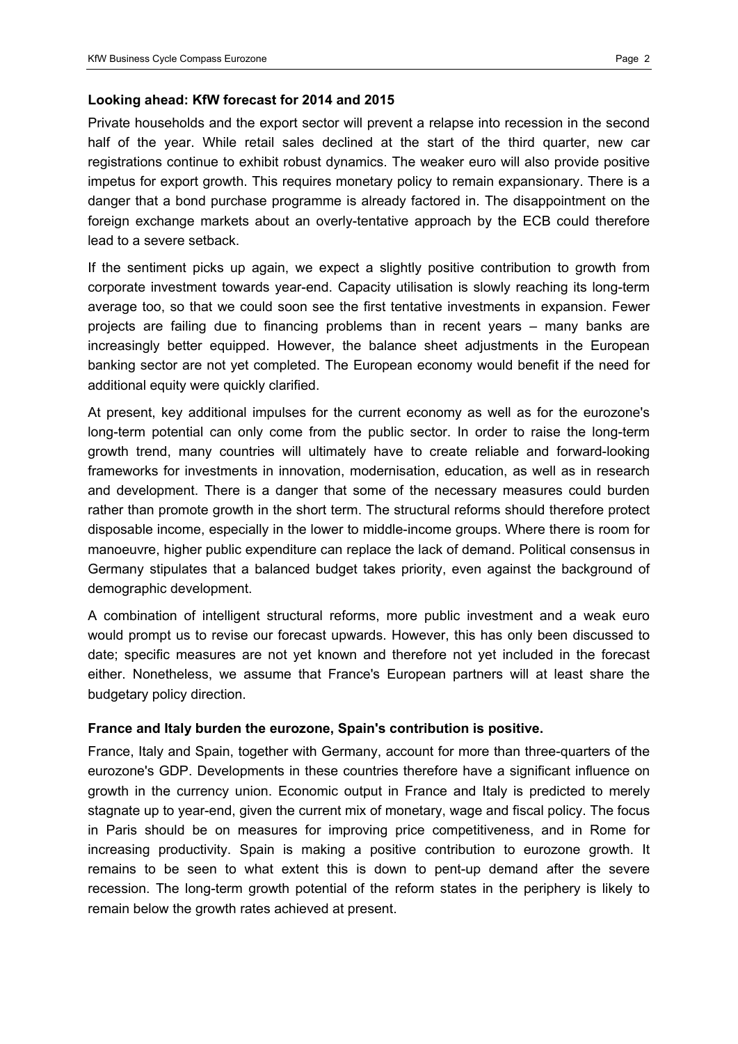**Looking ahead: KfW forecast for 2014 and 2015**

Private households and the export sector will prevent a relapse into recession in the second half of the year. While retail sales declined at the start of the third quarter, new car registrations continue to exhibit robust dynamics. The weaker euro will also provide positive impetus for export growth. This requires monetary policy to remain expansionary. There is a danger that a bond purchase programme is already factored in. The disappointment on the foreign exchange markets about an overly-tentative approach by the ECB could therefore lead to a severe setback.

If the sentiment picks up again, we expect a slightly positive contribution to growth from corporate investment towards year-end. Capacity utilisation is slowly reaching its long-term average too, so that we could soon see the first tentative investments in expansion. Fewer projects are failing due to financing problems than in recent years – many banks are increasingly better equipped. However, the balance sheet adjustments in the European banking sector are not yet completed. The European economy would benefit if the need for additional equity were quickly clarified.

At present, key additional impulses for the current economy as well as for the eurozone's long-term potential can only come from the public sector. In order to raise the long-term growth trend, many countries will ultimately have to create reliable and forward-looking frameworks for investments in innovation, modernisation, education, as well as in research and development. There is a danger that some of the necessary measures could burden rather than promote growth in the short term. The structural reforms should therefore protect disposable income, especially in the lower to middle-income groups. Where there is room for manoeuvre, higher public expenditure can replace the lack of demand. Political consensus in Germany stipulates that a balanced budget takes priority, even against the background of demographic development.

A combination of intelligent structural reforms, more public investment and a weak euro would prompt us to revise our forecast upwards. However, this has only been discussed to date; specific measures are not yet known and therefore not yet included in the forecast either. Nonetheless, we assume that France's European partners will at least share the budgetary policy direction.

**France and Italy burden the eurozone, Spain's contribution is positive.**

France, Italy and Spain, together with Germany, account for more than three-quarters of the eurozone's GDP. Developments in these countries therefore have a significant influence on growth in the currency union. Economic output in France and Italy is predicted to merely stagnate up to year-end, given the current mix of monetary, wage and fiscal policy. The focus in Paris should be on measures for improving price competitiveness, and in Rome for increasing productivity. Spain is making a positive contribution to eurozone growth. It remains to be seen to what extent this is down to pent-up demand after the severe recession. The long-term growth potential of the reform states in the periphery is likely to remain below the growth rates achieved at present.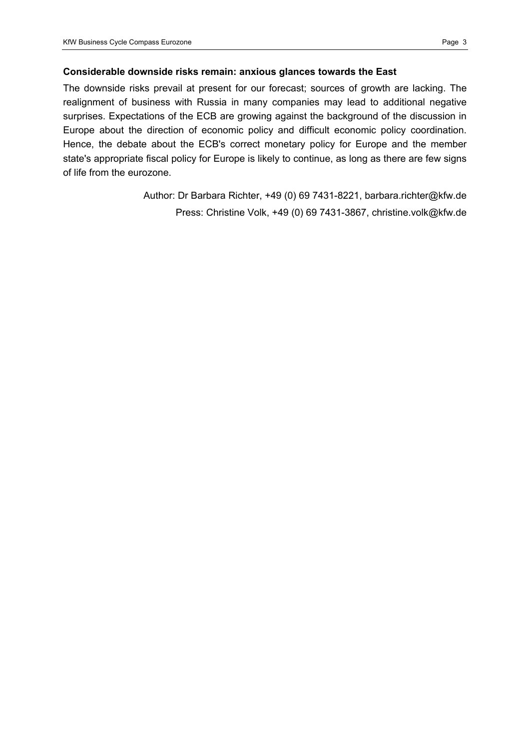### Considerable downside risks remain: anxious glances towards the East

The downside risks prevail at present for our forecast; sources of growth are lacking. The realignment of business with Russia in many companies may lead to additional negative surprises. Expectations of the ECB are growing against the background of the discussion in Europe about the direction of economic policy and difficult economic policy coordination. Hence, the debate about the ECB's correct monetary policy for Europe and the member state's appropriate fiscal policy for Europe is likely to continue, as long as there are few signs of life from the eurozone.

Author: Dr Barbara Richter, +49 (0) 69 7431-8221, barbara.richter@kfw.de

Press: Christine Volk, +49 (0) 69 7431-3867, christine.volk@kfw.de